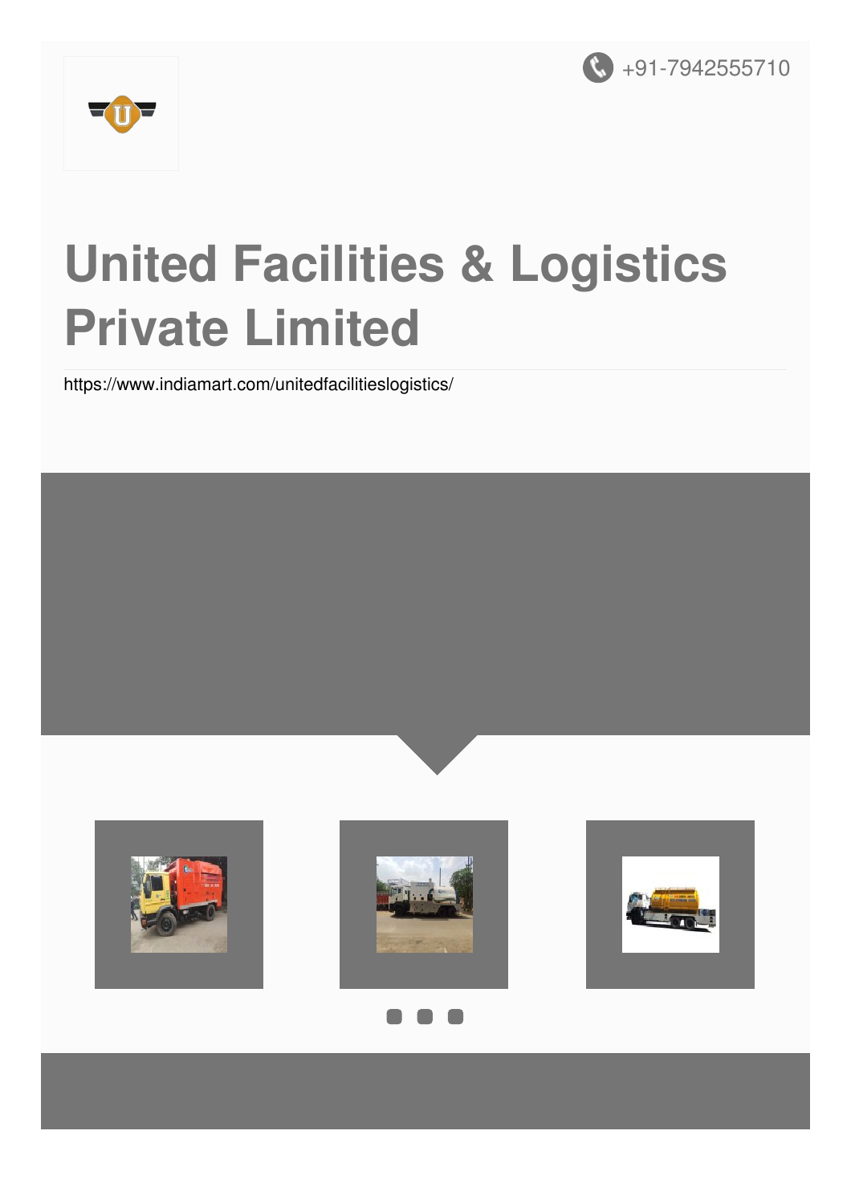+91-7942555710

# United Facilities & Logistics Private Limited

https://www.indiamart.com/unitedfacilitieslogistics/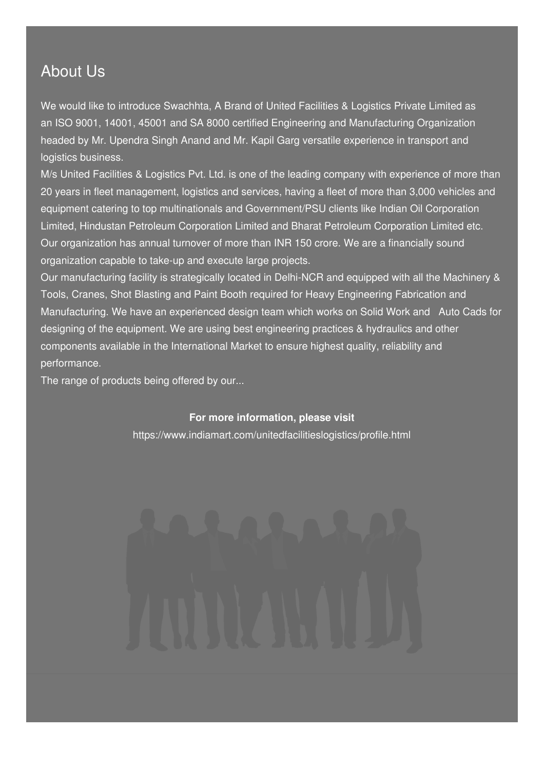## About Us

We would like to introduce Swachhta, A Brand of United Facilities & Logistics Private Limited as an ISO 9001, 14001, 45001 and SA 8000 certified Engineering and Manufacturing Organization headed by Mr. Upendra Singh Anand and Mr. Kapil Garg versatile experience in transport and logistics business.

M/s United Facilities & Logistics Pvt. Ltd. is one of the leading company with experience of more than 20 years in fleet management, logistics and services, having a fleet of more than 3,000 vehicles and equipment catering to top multinationals and Government/PSU clients like Indian Oil Corporation Limited, Hindustan Petroleum Corporation Limited and Bharat Petroleum Corporation Limited etc. Our organization has annual turnover of more than INR 150 crore. We are a financially sound organization capable to take-up and execute large projects.

Our manufacturing facility is strategically located in Delhi-NCR and equipped with all the Machinery & Tools, Cranes, Shot Blasting and Paint Booth required for Heavy Engineering Fabrication and Manufacturing. We have an experienced design team which works on Solid Work and Auto Cads for designing of the equipment. We are using best engineering practices & hydraulics and other components available in the International Market to ensure highest quality, reliability and performance.

The range of products being offered by our...

**For more information, please visit**

https://www.indiamart.com/unitedfacilitieslogistics/profile.html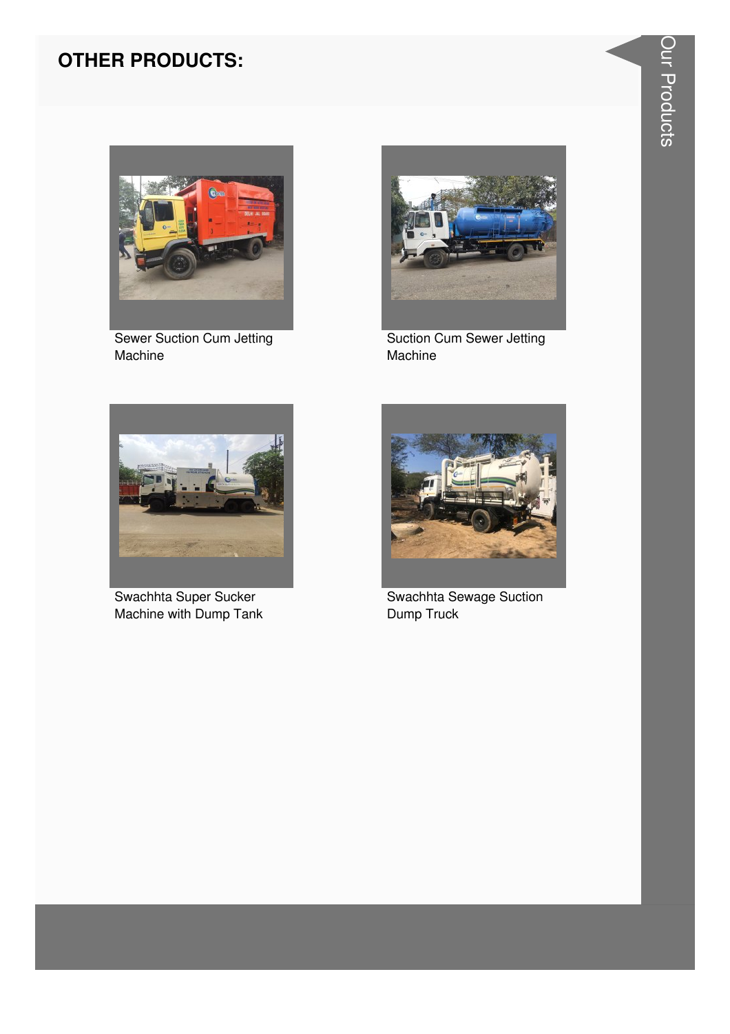## OTHER PRODUCTS:

Sewer Suction Cum Jetting Machine

Suction Cum Sewer Jetting Machine

Swachhta Super Sucker Machine with Dump Tank

Swachhta Sewage Suction Dump Truck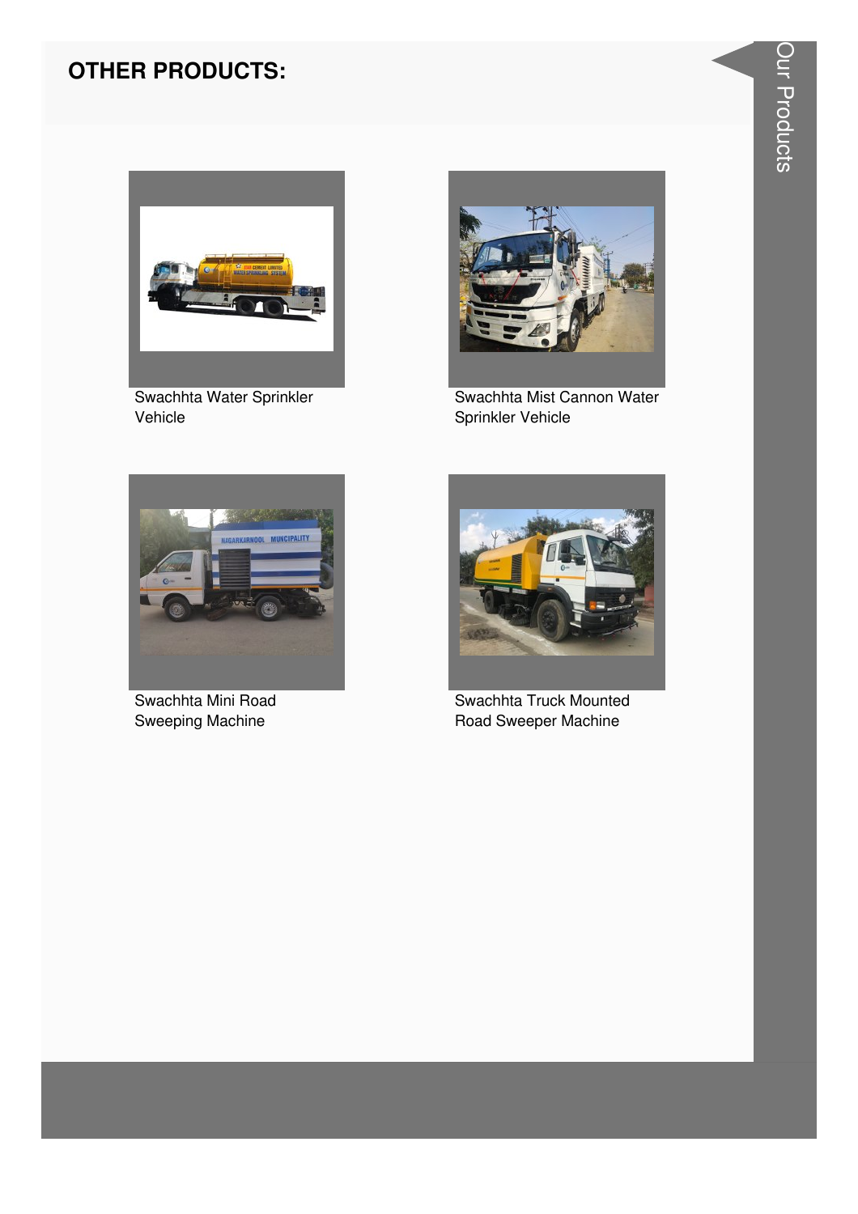## OTHER PRODUCTS:

Swachhta Water Sprinkler Vehicle

Swachhta Mist Cannon Water Sprinkler Vehicle

Swachhta Mini Road Sweeping Machine

Swachhta Truck Mounted Road Sweeper Machine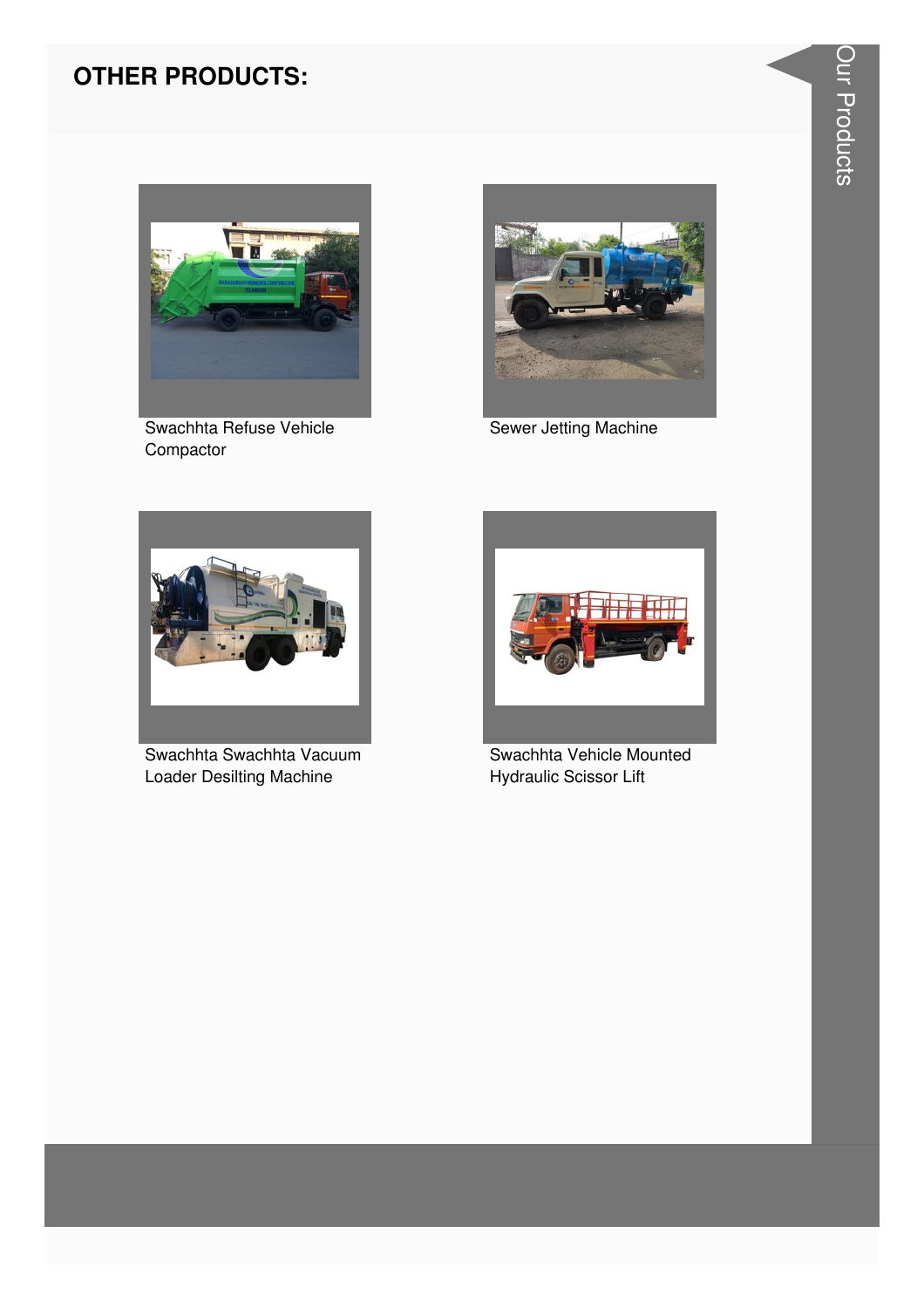## OTHER PRODUCTS:

Swachhta Refuse Vehicle Compactor

Sewer Jetting Machine

Swachhta Swachhta Vacuum Loader Desilting Machine

Swachhta Vehicle Mounted Hydraulic Scissor Lift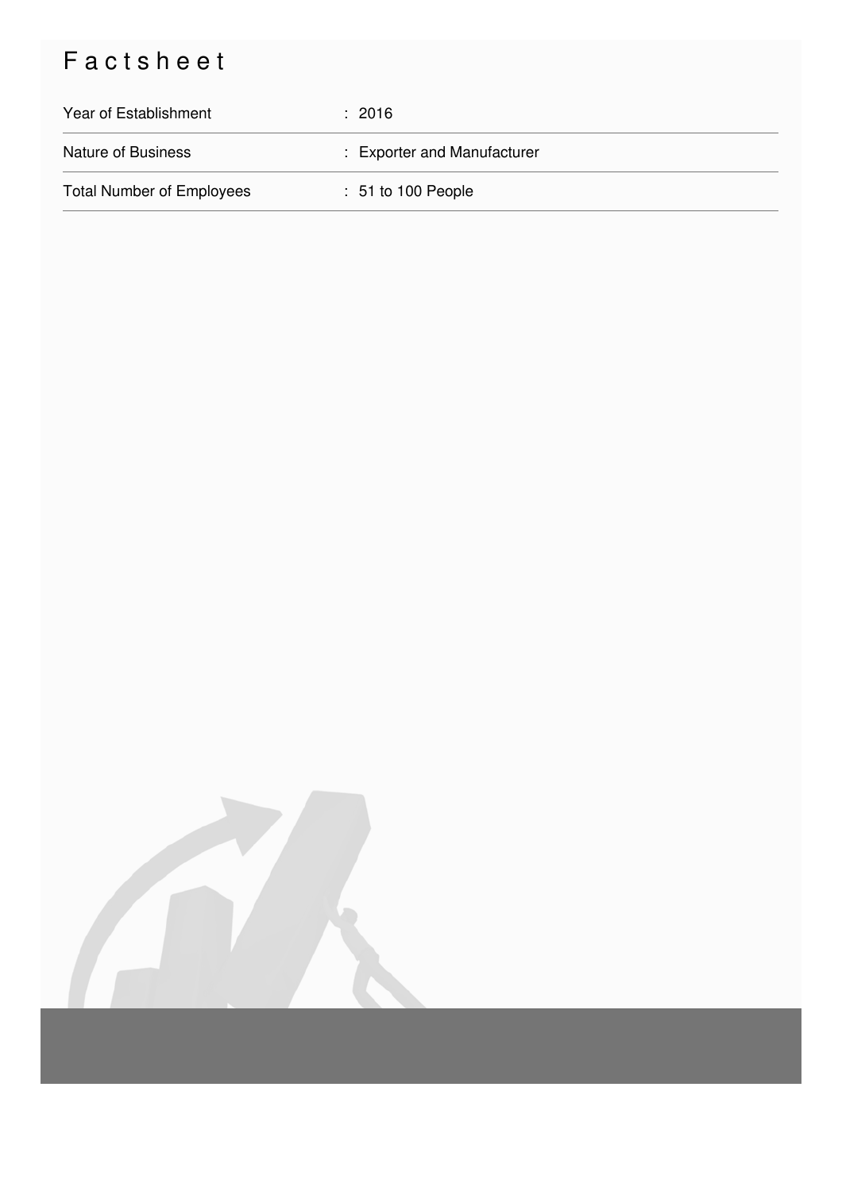# Factsheet

| | |
|---|---|
| Year of Establishment | : 2016 |
| Nature of Business | : Exporter and Manufacturer |
| Total Number of Employees | : 51 to 100 People |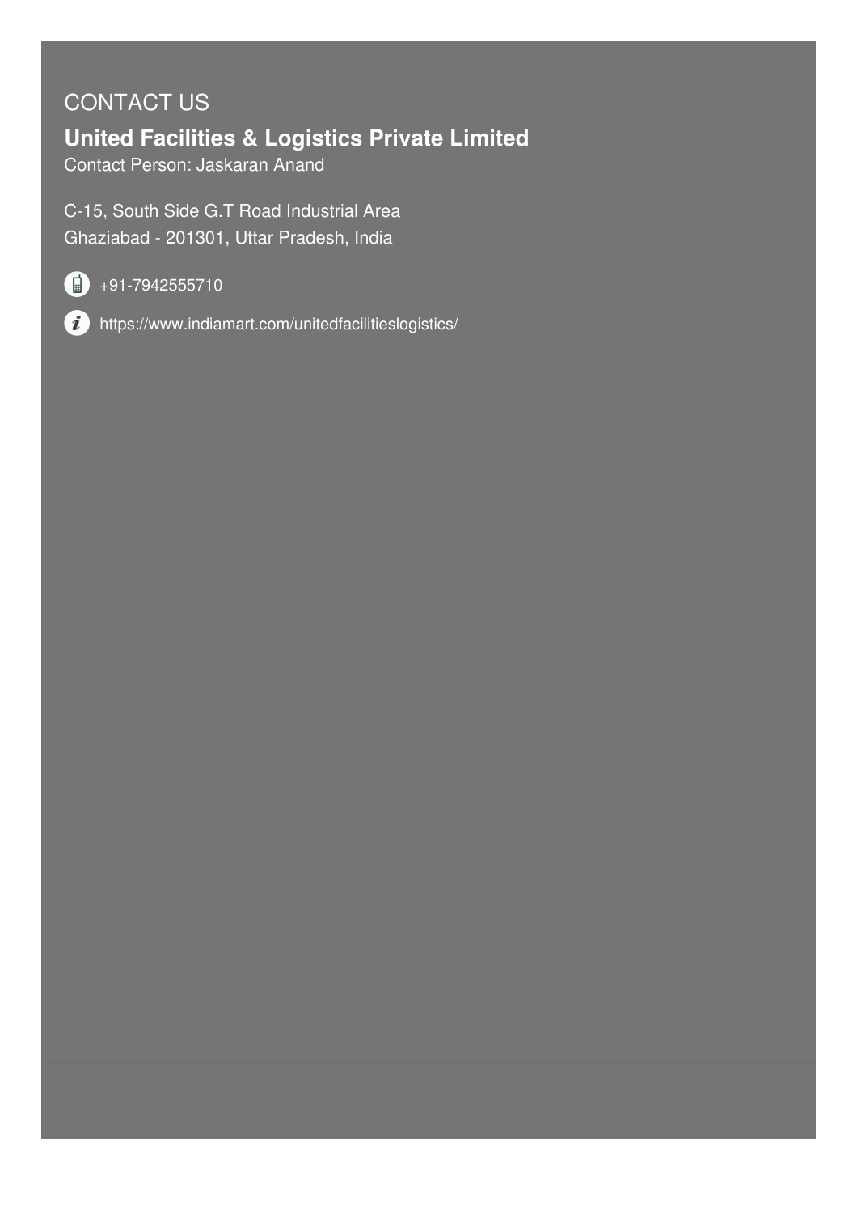## CONTACT US

### United Facilities & Logistics Private Limited

Contact Person: Jaskaran Anand

C-15, South Side G.T Road Industrial Area
Ghaziabad - 201301, Uttar Pradesh, India

+91-7942555710

https://www.indiamart.com/unitedfacilitieslogistics/